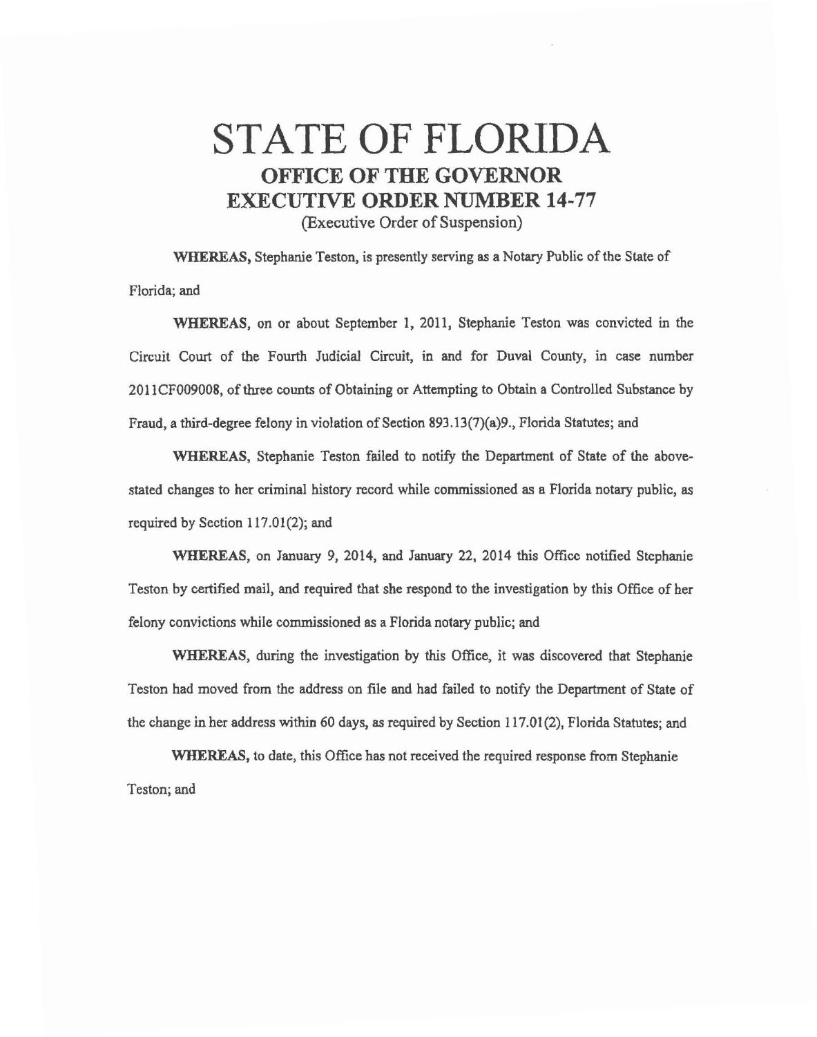# STATE OF FLORIDA

## OFFICE OF THE GOVERNOR

## EXECUTIVE ORDER NUMBER 14-77

(Executive Order of Suspension)

**WHEREAS,** Stephanie Teston, is presently serving as a Notary Public of the State of Florida; and

**WHEREAS,** on or about September 1, 2011, Stephanie Teston was convicted in the Circuit Court of the Fourth Judicial Circuit, in and for Duval County, in case number 2011CF009008, of three counts of Obtaining or Attempting to Obtain a Controlled Substance by Fraud, a third-degree felony in violation of Section 893.13(7)(a)9., Florida Statutes; and

**WHEREAS,** Stephanie Teston failed to notify the Department of State of the above-stated changes to her criminal history record while commissioned as a Florida notary public, as required by Section 117.01(2); and

**WHEREAS,** on January 9, 2014, and January 22, 2014 this Office notified Stephanie Teston by certified mail, and required that she respond to the investigation by this Office of her felony convictions while commissioned as a Florida notary public; and

**WHEREAS,** during the investigation by this Office, it was discovered that Stephanie Teston had moved from the address on file and had failed to notify the Department of State of the change in her address within 60 days, as required by Section 117.01(2), Florida Statutes; and

**WHEREAS,** to date, this Office has not received the required response from Stephanie Teston; and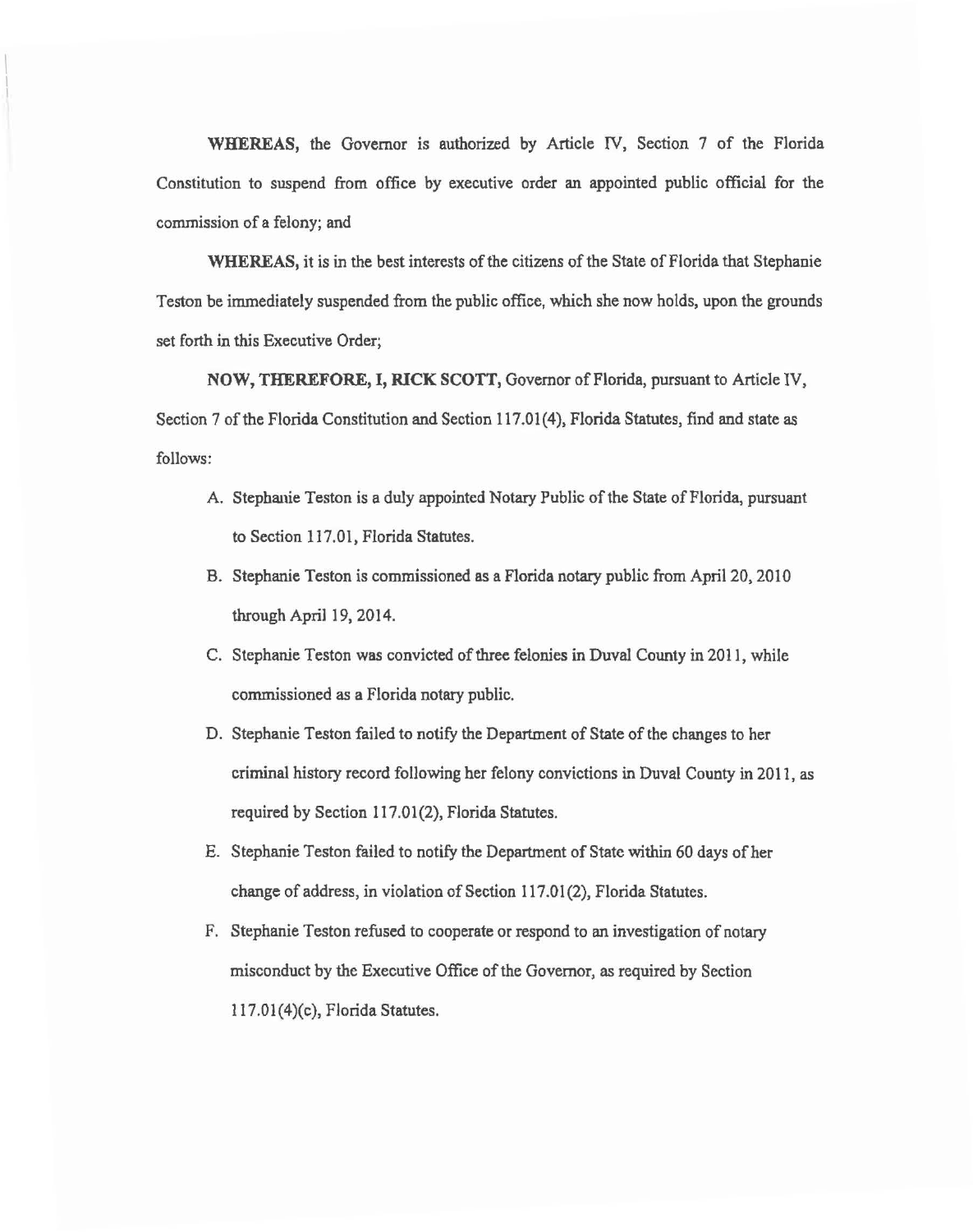**WHEREAS,** the Governor is authorized by Article IV, Section 7 of the Florida Constitution to suspend from office by executive order an appointed public official for the commission of a felony; and

**WHEREAS,** it is in the best interests of the citizens of the State of Florida that Stephanie Teston be immediately suspended from the public office, which she now holds, upon the grounds set forth in this Executive Order;

**NOW, THEREFORE, I, RICK SCOTT,** Governor of Florida, pursuant to Article IV, Section 7 of the Florida Constitution and Section 117.01(4), Florida Statutes, find and state as follows:

A. Stephanie Teston is a duly appointed Notary Public of the State of Florida, pursuant to Section 117.01, Florida Statutes.

B. Stephanie Teston is commissioned as a Florida notary public from April 20, 2010 through April 19, 2014.

C. Stephanie Teston was convicted of three felonies in Duval County in 2011, while commissioned as a Florida notary public.

D. Stephanie Teston failed to notify the Department of State of the changes to her criminal history record following her felony convictions in Duval County in 2011, as required by Section 117.01(2), Florida Statutes.

E. Stephanie Teston failed to notify the Department of State within 60 days of her change of address, in violation of Section 117.01(2), Florida Statutes.

F. Stephanie Teston refused to cooperate or respond to an investigation of notary misconduct by the Executive Office of the Governor, as required by Section 117.01(4)(c), Florida Statutes.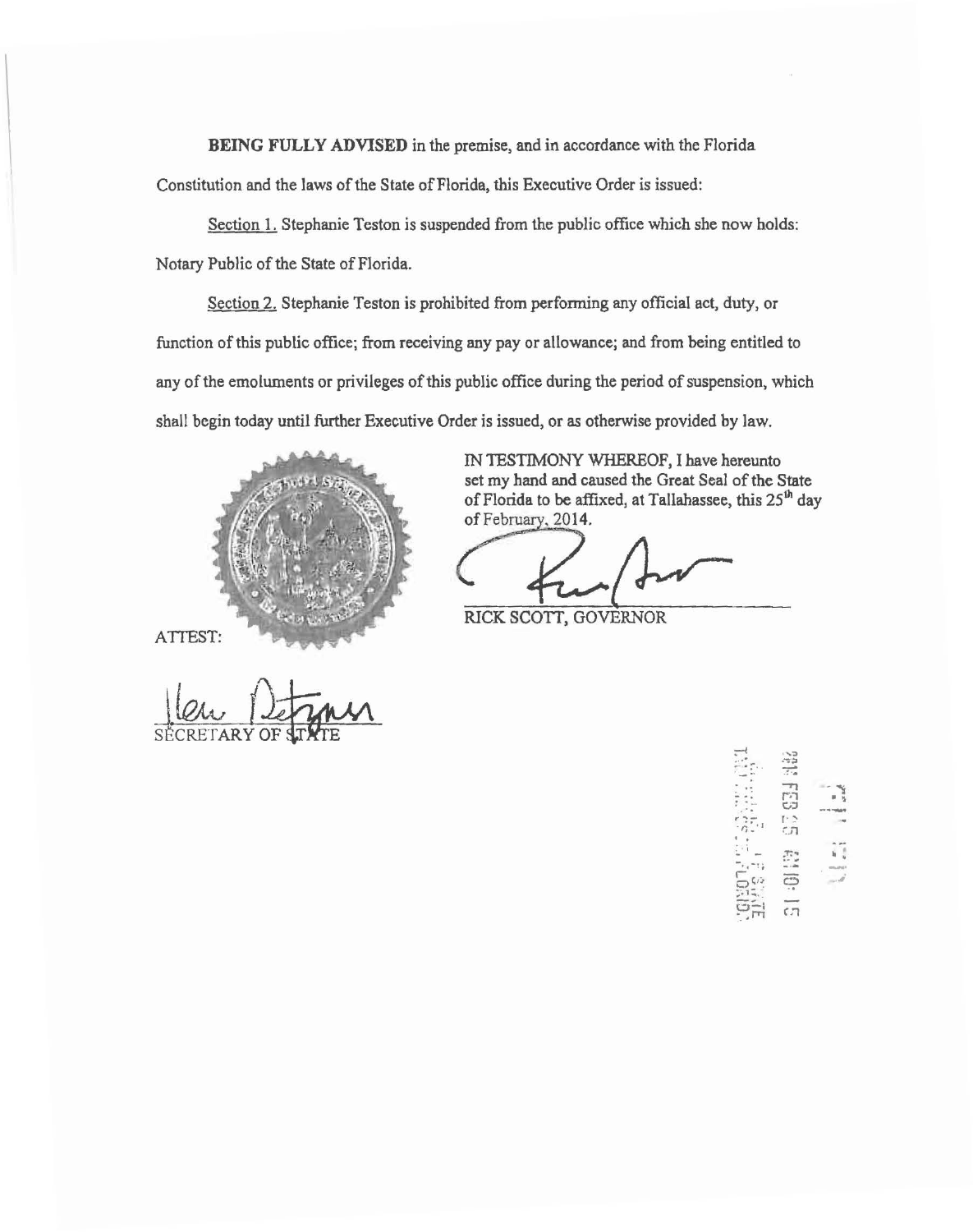**BEING FULLY ADVISED** in the premise, and in accordance with the Florida Constitution and the laws of the State of Florida, this Executive Order is issued:

Section 1. Stephanie Teston is suspended from the public office which she now holds: Notary Public of the State of Florida.

Section 2. Stephanie Teston is prohibited from performing any official act, duty, or function of this public office; from receiving any pay or allowance; and from being entitled to any of the emoluments or privileges of this public office during the period of suspension, which shall begin today until further Executive Order is issued, or as otherwise provided by law.

IN TESTIMONY WHEREOF, I have hereunto set my hand and caused the Great Seal of the State of Florida to be affixed, at Tallahassee, this 25th day of February, 2014.

RICK SCOTT, GOVERNOR

ATTEST:

SECRETARY OF STATE

2014 FEB 25 AM 10: 15